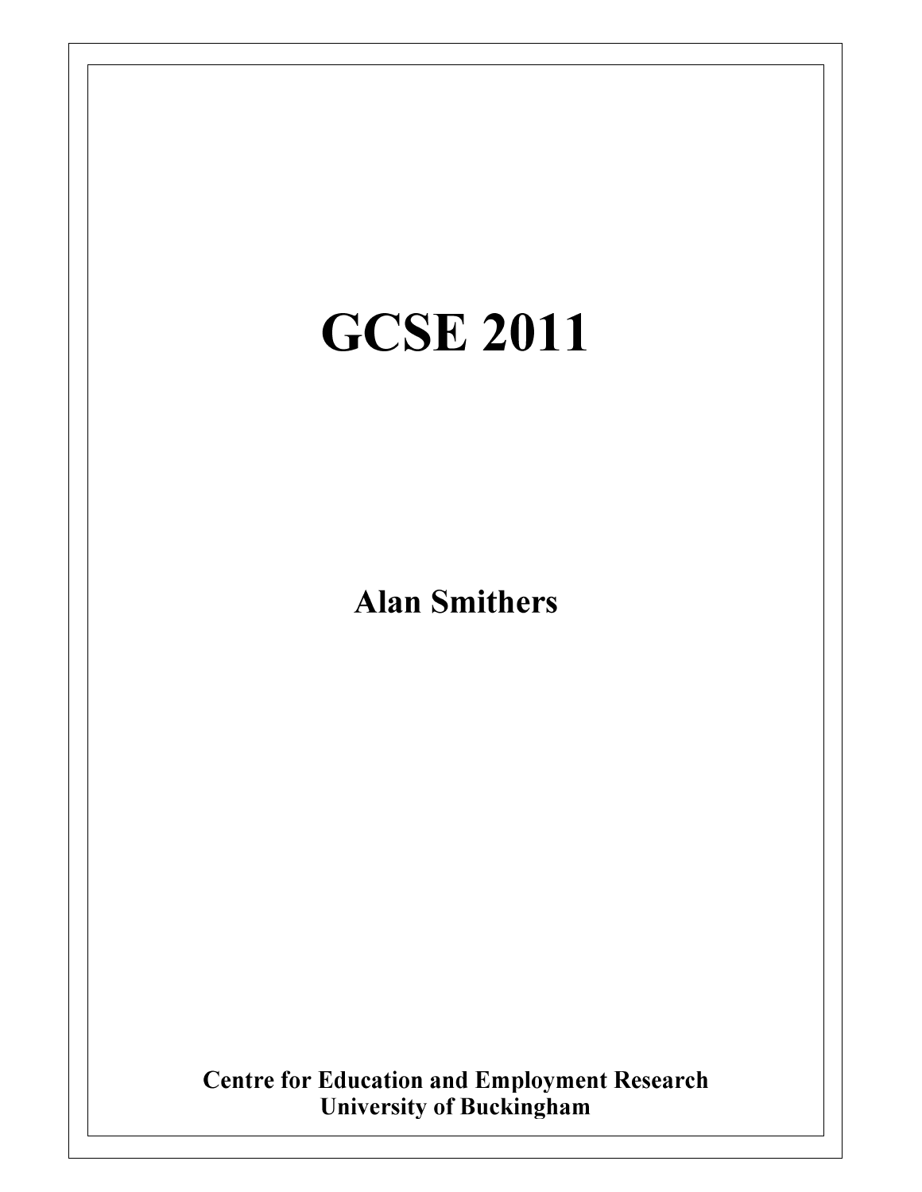# GCSE 2011

**Alan Smithers**

**Centre for Education and Employment Research**
**University of Buckingham**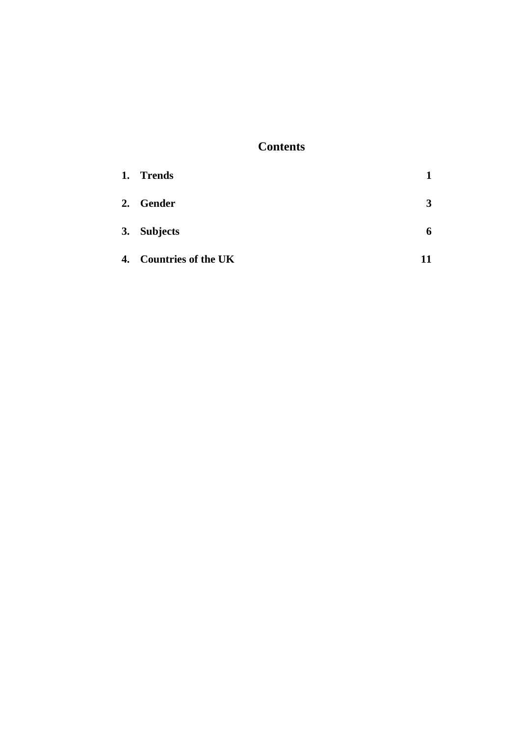## Contents

| | | |
|---|---|---|
| **1.** | **Trends** | **1** |
| **2.** | **Gender** | **3** |
| **3.** | **Subjects** | **6** |
| **4.** | **Countries of the UK** | **11** |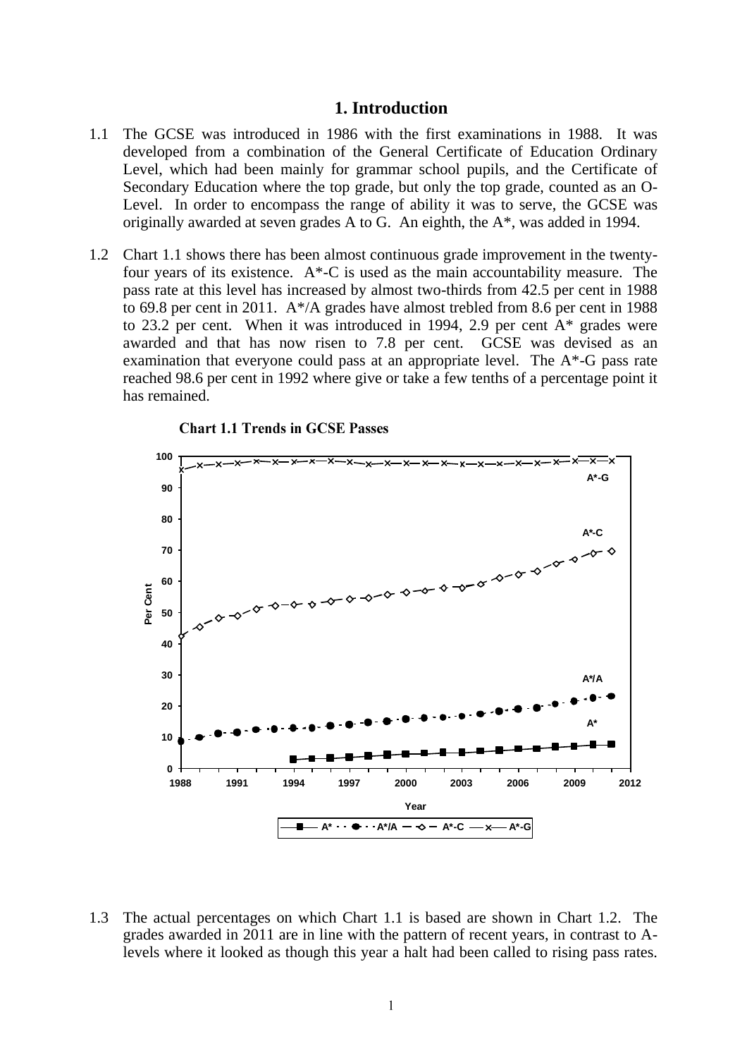# 1. Introduction

1.1 The GCSE was introduced in 1986 with the first examinations in 1988. It was developed from a combination of the General Certificate of Education Ordinary Level, which had been mainly for grammar school pupils, and the Certificate of Secondary Education where the top grade, but only the top grade, counted as an O-Level. In order to encompass the range of ability it was to serve, the GCSE was originally awarded at seven grades A to G. An eighth, the A*, was added in 1994.

1.2 Chart 1.1 shows there has been almost continuous grade improvement in the twenty-four years of its existence. A*-C is used as the main accountability measure. The pass rate at this level has increased by almost two-thirds from 42.5 per cent in 1988 to 69.8 per cent in 2011. A*/A grades have almost trebled from 8.6 per cent in 1988 to 23.2 per cent. When it was introduced in 1994, 2.9 per cent A* grades were awarded and that has now risen to 7.8 per cent. GCSE was devised as an examination that everyone could pass at an appropriate level. The A*-G pass rate reached 98.6 per cent in 1992 where give or take a few tenths of a percentage point it has remained.

**Chart 1.1 Trends in GCSE Passes**

1.3 The actual percentages on which Chart 1.1 is based are shown in Chart 1.2. The grades awarded in 2011 are in line with the pattern of recent years, in contrast to A-levels where it looked as though this year a halt had been called to rising pass rates.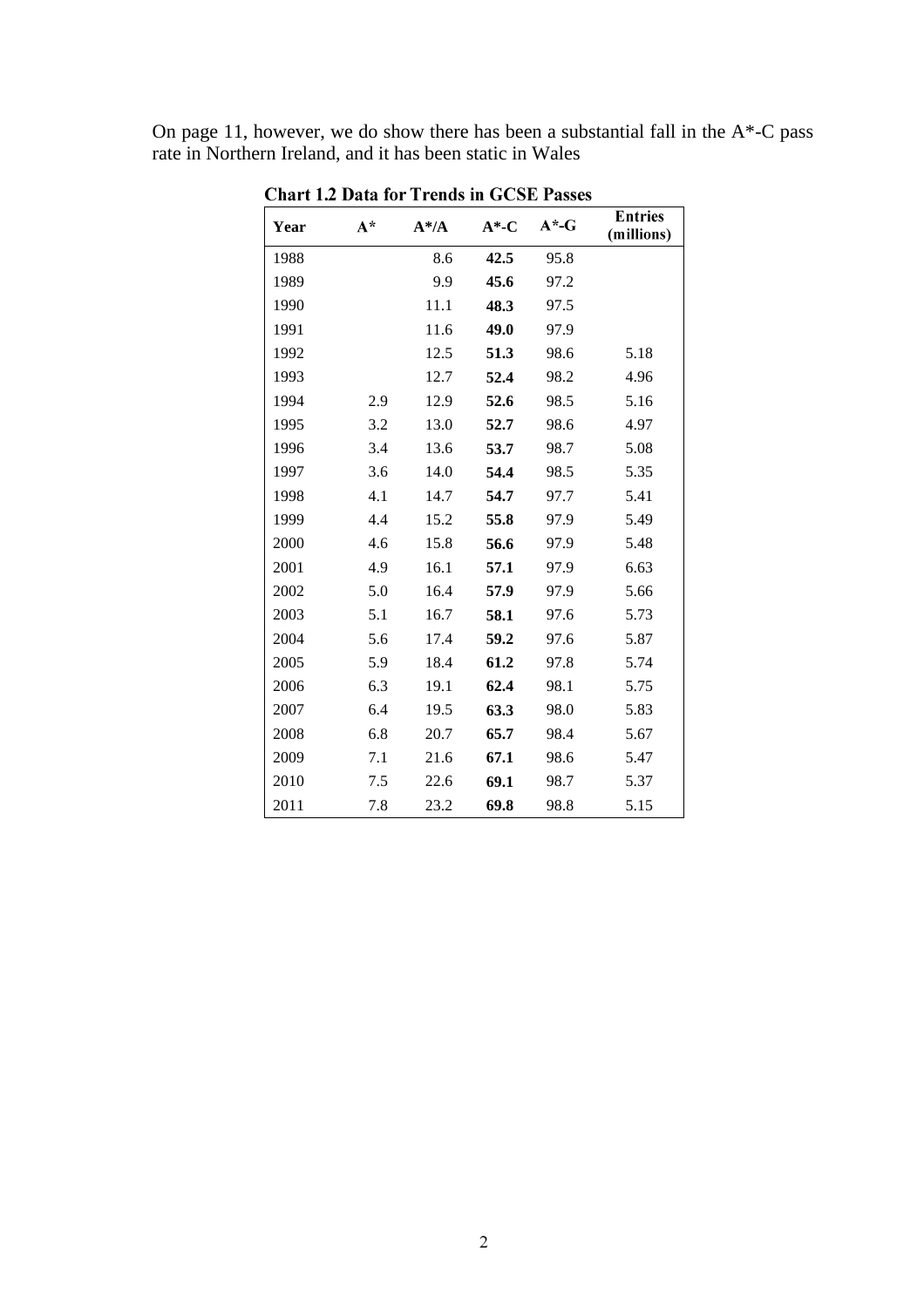On page 11, however, we do show there has been a substantial fall in the A*-C pass rate in Northern Ireland, and it has been static in Wales

**Chart 1.2 Data for Trends in GCSE Passes**

| Year | A* | A*/A | A*-C | A*-G | Entries (millions) |
|---|---|---|---|---|---|
| 1988 | | 8.6 | **42.5** | 95.8 | |
| 1989 | | 9.9 | **45.6** | 97.2 | |
| 1990 | | 11.1 | **48.3** | 97.5 | |
| 1991 | | 11.6 | **49.0** | 97.9 | |
| 1992 | | 12.5 | **51.3** | 98.6 | 5.18 |
| 1993 | | 12.7 | **52.4** | 98.2 | 4.96 |
| 1994 | 2.9 | 12.9 | **52.6** | 98.5 | 5.16 |
| 1995 | 3.2 | 13.0 | **52.7** | 98.6 | 4.97 |
| 1996 | 3.4 | 13.6 | **53.7** | 98.7 | 5.08 |
| 1997 | 3.6 | 14.0 | **54.4** | 98.5 | 5.35 |
| 1998 | 4.1 | 14.7 | **54.7** | 97.7 | 5.41 |
| 1999 | 4.4 | 15.2 | **55.8** | 97.9 | 5.49 |
| 2000 | 4.6 | 15.8 | **56.6** | 97.9 | 5.48 |
| 2001 | 4.9 | 16.1 | **57.1** | 97.9 | 6.63 |
| 2002 | 5.0 | 16.4 | **57.9** | 97.9 | 5.66 |
| 2003 | 5.1 | 16.7 | **58.1** | 97.6 | 5.73 |
| 2004 | 5.6 | 17.4 | **59.2** | 97.6 | 5.87 |
| 2005 | 5.9 | 18.4 | **61.2** | 97.8 | 5.74 |
| 2006 | 6.3 | 19.1 | **62.4** | 98.1 | 5.75 |
| 2007 | 6.4 | 19.5 | **63.3** | 98.0 | 5.83 |
| 2008 | 6.8 | 20.7 | **65.7** | 98.4 | 5.67 |
| 2009 | 7.1 | 21.6 | **67.1** | 98.6 | 5.47 |
| 2010 | 7.5 | 22.6 | **69.1** | 98.7 | 5.37 |
| 2011 | 7.8 | 23.2 | **69.8** | 98.8 | 5.15 |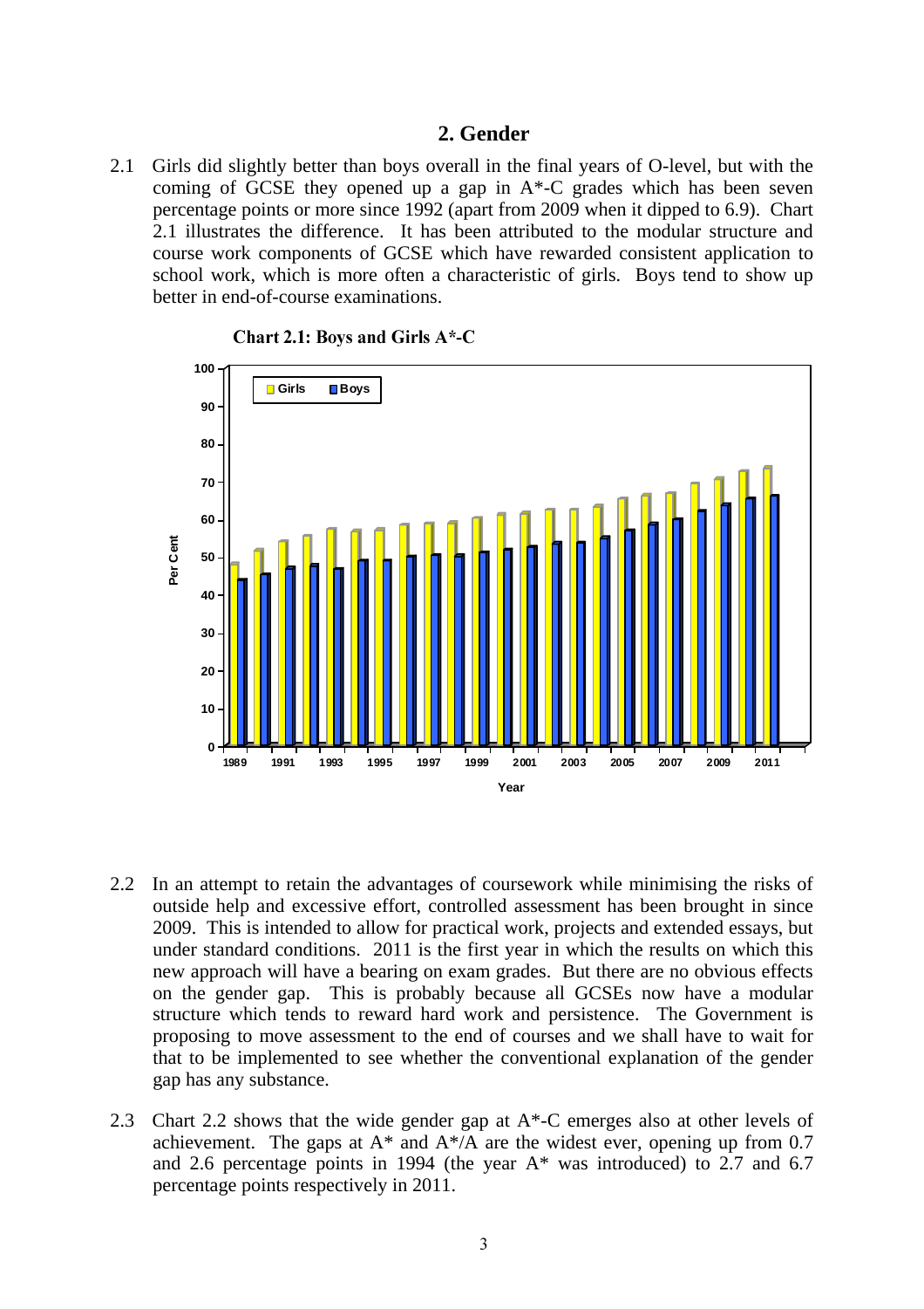## 2. Gender

2.1 Girls did slightly better than boys overall in the final years of O-level, but with the coming of GCSE they opened up a gap in A*-C grades which has been seven percentage points or more since 1992 (apart from 2009 when it dipped to 6.9). Chart 2.1 illustrates the difference. It has been attributed to the modular structure and course work components of GCSE which have rewarded consistent application to school work, which is more often a characteristic of girls. Boys tend to show up better in end-of-course examinations.

**Chart 2.1: Boys and Girls A*-C**

2.2 In an attempt to retain the advantages of coursework while minimising the risks of outside help and excessive effort, controlled assessment has been brought in since 2009. This is intended to allow for practical work, projects and extended essays, but under standard conditions. 2011 is the first year in which the results on which this new approach will have a bearing on exam grades. But there are no obvious effects on the gender gap. This is probably because all GCSEs now have a modular structure which tends to reward hard work and persistence. The Government is proposing to move assessment to the end of courses and we shall have to wait for that to be implemented to see whether the conventional explanation of the gender gap has any substance.

2.3 Chart 2.2 shows that the wide gender gap at A*-C emerges also at other levels of achievement. The gaps at A* and A*/A are the widest ever, opening up from 0.7 and 2.6 percentage points in 1994 (the year A* was introduced) to 2.7 and 6.7 percentage points respectively in 2011.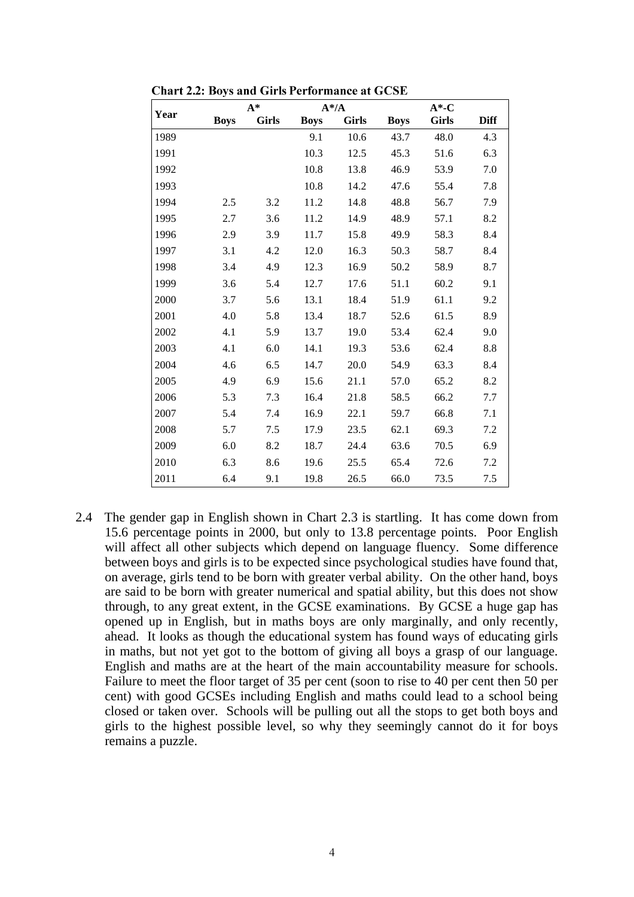**Chart 2.2: Boys and Girls Performance at GCSE**

| Year | A* | | A*/A | | A*-C | | |
|---|---|---|---|---|---|---|---|
| | **Boys** | **Girls** | **Boys** | **Girls** | **Boys** | **Girls** | **Diff** |
| 1989 | | | 9.1 | 10.6 | 43.7 | 48.0 | 4.3 |
| 1991 | | | 10.3 | 12.5 | 45.3 | 51.6 | 6.3 |
| 1992 | | | 10.8 | 13.8 | 46.9 | 53.9 | 7.0 |
| 1993 | | | 10.8 | 14.2 | 47.6 | 55.4 | 7.8 |
| 1994 | 2.5 | 3.2 | 11.2 | 14.8 | 48.8 | 56.7 | 7.9 |
| 1995 | 2.7 | 3.6 | 11.2 | 14.9 | 48.9 | 57.1 | 8.2 |
| 1996 | 2.9 | 3.9 | 11.7 | 15.8 | 49.9 | 58.3 | 8.4 |
| 1997 | 3.1 | 4.2 | 12.0 | 16.3 | 50.3 | 58.7 | 8.4 |
| 1998 | 3.4 | 4.9 | 12.3 | 16.9 | 50.2 | 58.9 | 8.7 |
| 1999 | 3.6 | 5.4 | 12.7 | 17.6 | 51.1 | 60.2 | 9.1 |
| 2000 | 3.7 | 5.6 | 13.1 | 18.4 | 51.9 | 61.1 | 9.2 |
| 2001 | 4.0 | 5.8 | 13.4 | 18.7 | 52.6 | 61.5 | 8.9 |
| 2002 | 4.1 | 5.9 | 13.7 | 19.0 | 53.4 | 62.4 | 9.0 |
| 2003 | 4.1 | 6.0 | 14.1 | 19.3 | 53.6 | 62.4 | 8.8 |
| 2004 | 4.6 | 6.5 | 14.7 | 20.0 | 54.9 | 63.3 | 8.4 |
| 2005 | 4.9 | 6.9 | 15.6 | 21.1 | 57.0 | 65.2 | 8.2 |
| 2006 | 5.3 | 7.3 | 16.4 | 21.8 | 58.5 | 66.2 | 7.7 |
| 2007 | 5.4 | 7.4 | 16.9 | 22.1 | 59.7 | 66.8 | 7.1 |
| 2008 | 5.7 | 7.5 | 17.9 | 23.5 | 62.1 | 69.3 | 7.2 |
| 2009 | 6.0 | 8.2 | 18.7 | 24.4 | 63.6 | 70.5 | 6.9 |
| 2010 | 6.3 | 8.6 | 19.6 | 25.5 | 65.4 | 72.6 | 7.2 |
| 2011 | 6.4 | 9.1 | 19.8 | 26.5 | 66.0 | 73.5 | 7.5 |

2.4 The gender gap in English shown in Chart 2.3 is startling. It has come down from 15.6 percentage points in 2000, but only to 13.8 percentage points. Poor English will affect all other subjects which depend on language fluency. Some difference between boys and girls is to be expected since psychological studies have found that, on average, girls tend to be born with greater verbal ability. On the other hand, boys are said to be born with greater numerical and spatial ability, but this does not show through, to any great extent, in the GCSE examinations. By GCSE a huge gap has opened up in English, but in maths boys are only marginally, and only recently, ahead. It looks as though the educational system has found ways of educating girls in maths, but not yet got to the bottom of giving all boys a grasp of our language. English and maths are at the heart of the main accountability measure for schools. Failure to meet the floor target of 35 per cent (soon to rise to 40 per cent then 50 per cent) with good GCSEs including English and maths could lead to a school being closed or taken over. Schools will be pulling out all the stops to get both boys and girls to the highest possible level, so why they seemingly cannot do it for boys remains a puzzle.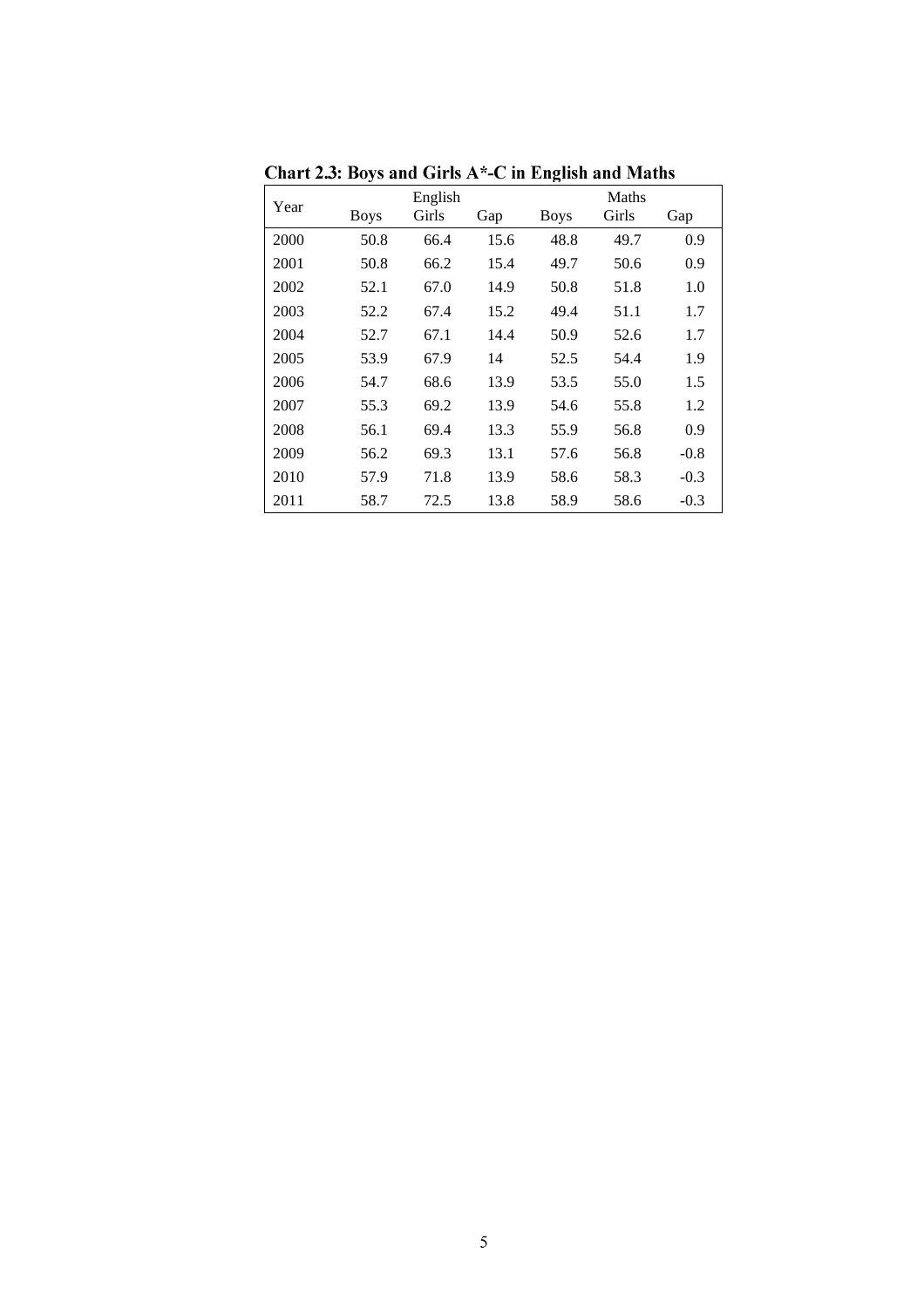**Chart 2.3: Boys and Girls A*-C in English and Maths**

| Year | English | | | Maths | | |
|---|---|---|---|---|---|---|
| | Boys | Girls | Gap | Boys | Girls | Gap |
| 2000 | 50.8 | 66.4 | 15.6 | 48.8 | 49.7 | 0.9 |
| 2001 | 50.8 | 66.2 | 15.4 | 49.7 | 50.6 | 0.9 |
| 2002 | 52.1 | 67.0 | 14.9 | 50.8 | 51.8 | 1.0 |
| 2003 | 52.2 | 67.4 | 15.2 | 49.4 | 51.1 | 1.7 |
| 2004 | 52.7 | 67.1 | 14.4 | 50.9 | 52.6 | 1.7 |
| 2005 | 53.9 | 67.9 | 14 | 52.5 | 54.4 | 1.9 |
| 2006 | 54.7 | 68.6 | 13.9 | 53.5 | 55.0 | 1.5 |
| 2007 | 55.3 | 69.2 | 13.9 | 54.6 | 55.8 | 1.2 |
| 2008 | 56.1 | 69.4 | 13.3 | 55.9 | 56.8 | 0.9 |
| 2009 | 56.2 | 69.3 | 13.1 | 57.6 | 56.8 | -0.8 |
| 2010 | 57.9 | 71.8 | 13.9 | 58.6 | 58.3 | -0.3 |
| 2011 | 58.7 | 72.5 | 13.8 | 58.9 | 58.6 | -0.3 |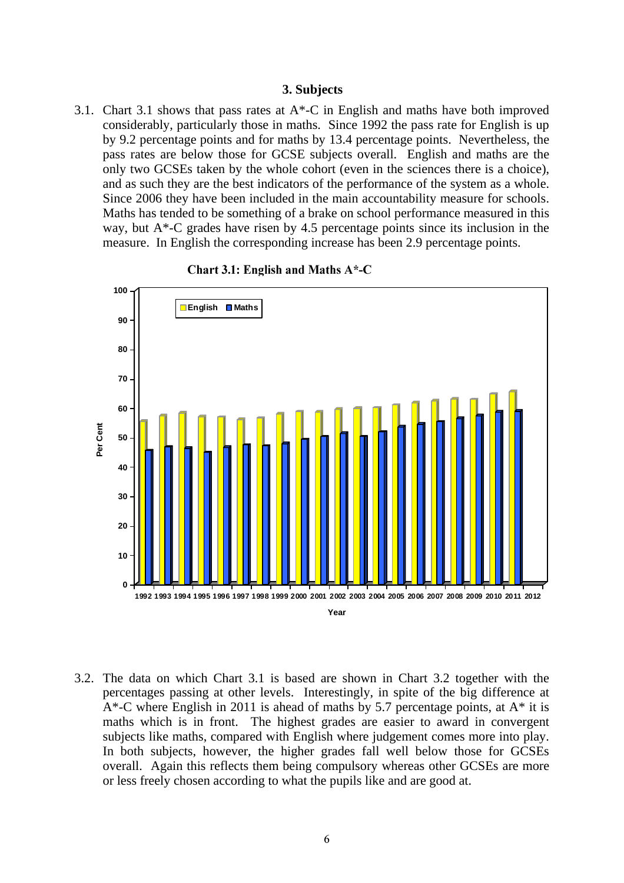## 3. Subjects

3.1. Chart 3.1 shows that pass rates at A*-C in English and maths have both improved considerably, particularly those in maths. Since 1992 the pass rate for English is up by 9.2 percentage points and for maths by 13.4 percentage points. Nevertheless, the pass rates are below those for GCSE subjects overall. English and maths are the only two GCSEs taken by the whole cohort (even in the sciences there is a choice), and as such they are the best indicators of the performance of the system as a whole. Since 2006 they have been included in the main accountability measure for schools. Maths has tended to be something of a brake on school performance measured in this way, but A*-C grades have risen by 4.5 percentage points since its inclusion in the measure. In English the corresponding increase has been 2.9 percentage points.

**Chart 3.1: English and Maths A*-C**

3.2. The data on which Chart 3.1 is based are shown in Chart 3.2 together with the percentages passing at other levels. Interestingly, in spite of the big difference at A*-C where English in 2011 is ahead of maths by 5.7 percentage points, at A* it is maths which is in front. The highest grades are easier to award in convergent subjects like maths, compared with English where judgement comes more into play. In both subjects, however, the higher grades fall well below those for GCSEs overall. Again this reflects them being compulsory whereas other GCSEs are more or less freely chosen according to what the pupils like and are good at.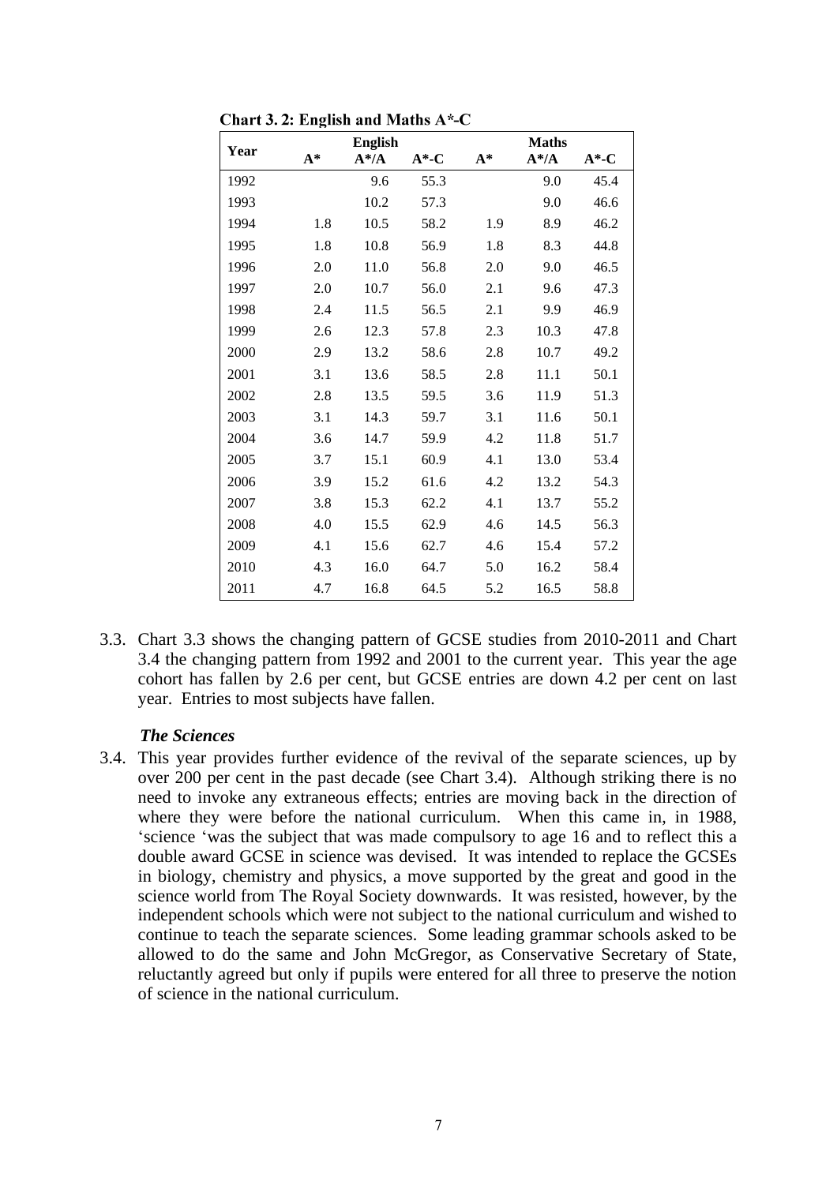**Chart 3. 2: English and Maths A*-C**

| Year | English | | | Maths | | |
|---|---|---|---|---|---|---|
| | A* | A*/A | A*-C | A* | A*/A | A*-C |
| 1992 | | 9.6 | 55.3 | | 9.0 | 45.4 |
| 1993 | | 10.2 | 57.3 | | 9.0 | 46.6 |
| 1994 | 1.8 | 10.5 | 58.2 | 1.9 | 8.9 | 46.2 |
| 1995 | 1.8 | 10.8 | 56.9 | 1.8 | 8.3 | 44.8 |
| 1996 | 2.0 | 11.0 | 56.8 | 2.0 | 9.0 | 46.5 |
| 1997 | 2.0 | 10.7 | 56.0 | 2.1 | 9.6 | 47.3 |
| 1998 | 2.4 | 11.5 | 56.5 | 2.1 | 9.9 | 46.9 |
| 1999 | 2.6 | 12.3 | 57.8 | 2.3 | 10.3 | 47.8 |
| 2000 | 2.9 | 13.2 | 58.6 | 2.8 | 10.7 | 49.2 |
| 2001 | 3.1 | 13.6 | 58.5 | 2.8 | 11.1 | 50.1 |
| 2002 | 2.8 | 13.5 | 59.5 | 3.6 | 11.9 | 51.3 |
| 2003 | 3.1 | 14.3 | 59.7 | 3.1 | 11.6 | 50.1 |
| 2004 | 3.6 | 14.7 | 59.9 | 4.2 | 11.8 | 51.7 |
| 2005 | 3.7 | 15.1 | 60.9 | 4.1 | 13.0 | 53.4 |
| 2006 | 3.9 | 15.2 | 61.6 | 4.2 | 13.2 | 54.3 |
| 2007 | 3.8 | 15.3 | 62.2 | 4.1 | 13.7 | 55.2 |
| 2008 | 4.0 | 15.5 | 62.9 | 4.6 | 14.5 | 56.3 |
| 2009 | 4.1 | 15.6 | 62.7 | 4.6 | 15.4 | 57.2 |
| 2010 | 4.3 | 16.0 | 64.7 | 5.0 | 16.2 | 58.4 |
| 2011 | 4.7 | 16.8 | 64.5 | 5.2 | 16.5 | 58.8 |

3.3. Chart 3.3 shows the changing pattern of GCSE studies from 2010-2011 and Chart 3.4 the changing pattern from 1992 and 2001 to the current year. This year the age cohort has fallen by 2.6 per cent, but GCSE entries are down 4.2 per cent on last year. Entries to most subjects have fallen.

***The Sciences***

3.4. This year provides further evidence of the revival of the separate sciences, up by over 200 per cent in the past decade (see Chart 3.4). Although striking there is no need to invoke any extraneous effects; entries are moving back in the direction of where they were before the national curriculum. When this came in, in 1988, 'science 'was the subject that was made compulsory to age 16 and to reflect this a double award GCSE in science was devised. It was intended to replace the GCSEs in biology, chemistry and physics, a move supported by the great and good in the science world from The Royal Society downwards. It was resisted, however, by the independent schools which were not subject to the national curriculum and wished to continue to teach the separate sciences. Some leading grammar schools asked to be allowed to do the same and John McGregor, as Conservative Secretary of State, reluctantly agreed but only if pupils were entered for all three to preserve the notion of science in the national curriculum.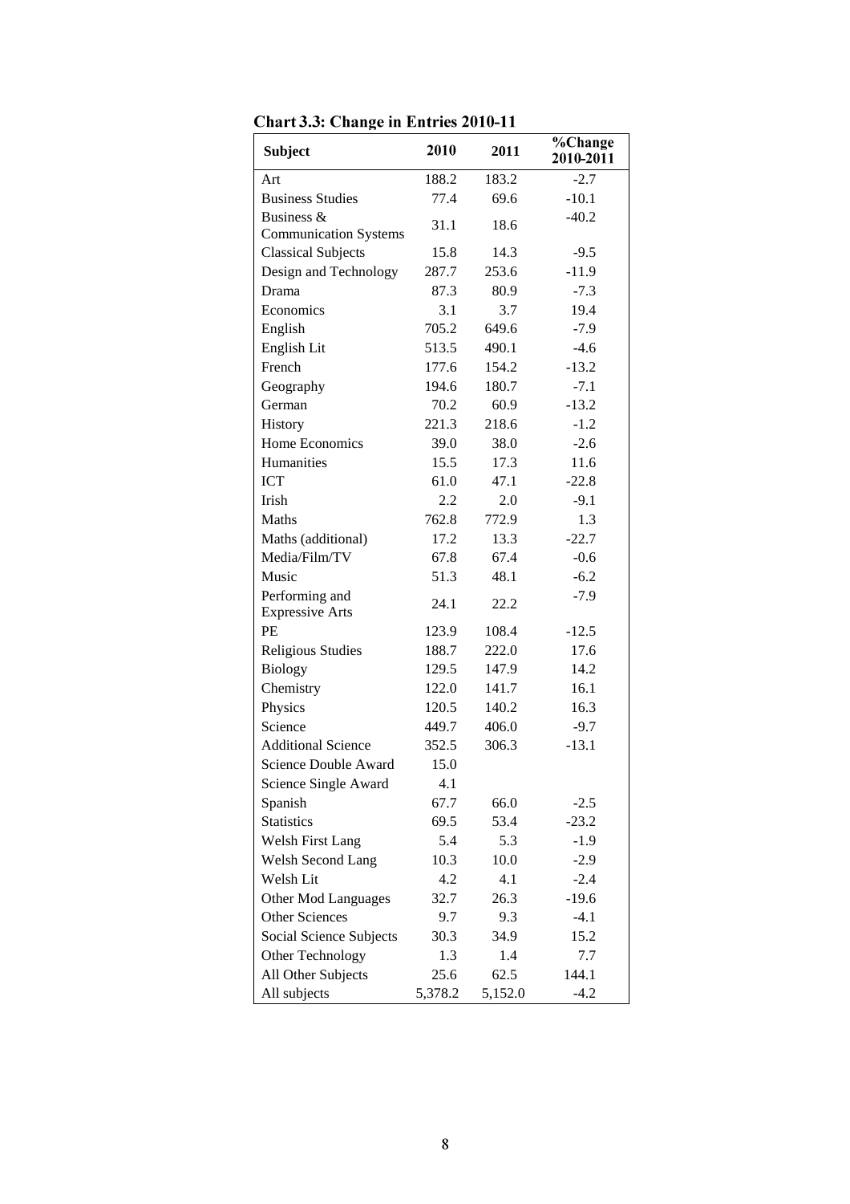**Chart 3.3: Change in Entries 2010-11**

| Subject | 2010 | 2011 | %Change 2010-2011 |
|---|---|---|---|
| Art | 188.2 | 183.2 | -2.7 |
| Business Studies | 77.4 | 69.6 | -10.1 |
| Business & Communication Systems | 31.1 | 18.6 | -40.2 |
| Classical Subjects | 15.8 | 14.3 | -9.5 |
| Design and Technology | 287.7 | 253.6 | -11.9 |
| Drama | 87.3 | 80.9 | -7.3 |
| Economics | 3.1 | 3.7 | 19.4 |
| English | 705.2 | 649.6 | -7.9 |
| English Lit | 513.5 | 490.1 | -4.6 |
| French | 177.6 | 154.2 | -13.2 |
| Geography | 194.6 | 180.7 | -7.1 |
| German | 70.2 | 60.9 | -13.2 |
| History | 221.3 | 218.6 | -1.2 |
| Home Economics | 39.0 | 38.0 | -2.6 |
| Humanities | 15.5 | 17.3 | 11.6 |
| ICT | 61.0 | 47.1 | -22.8 |
| Irish | 2.2 | 2.0 | -9.1 |
| Maths | 762.8 | 772.9 | 1.3 |
| Maths (additional) | 17.2 | 13.3 | -22.7 |
| Media/Film/TV | 67.8 | 67.4 | -0.6 |
| Music | 51.3 | 48.1 | -6.2 |
| Performing and Expressive Arts | 24.1 | 22.2 | -7.9 |
| PE | 123.9 | 108.4 | -12.5 |
| Religious Studies | 188.7 | 222.0 | 17.6 |
| Biology | 129.5 | 147.9 | 14.2 |
| Chemistry | 122.0 | 141.7 | 16.1 |
| Physics | 120.5 | 140.2 | 16.3 |
| Science | 449.7 | 406.0 | -9.7 |
| Additional Science | 352.5 | 306.3 | -13.1 |
| Science Double Award | 15.0 | | |
| Science Single Award | 4.1 | | |
| Spanish | 67.7 | 66.0 | -2.5 |
| Statistics | 69.5 | 53.4 | -23.2 |
| Welsh First Lang | 5.4 | 5.3 | -1.9 |
| Welsh Second Lang | 10.3 | 10.0 | -2.9 |
| Welsh Lit | 4.2 | 4.1 | -2.4 |
| Other Mod Languages | 32.7 | 26.3 | -19.6 |
| Other Sciences | 9.7 | 9.3 | -4.1 |
| Social Science Subjects | 30.3 | 34.9 | 15.2 |
| Other Technology | 1.3 | 1.4 | 7.7 |
| All Other Subjects | 25.6 | 62.5 | 144.1 |
| All subjects | 5,378.2 | 5,152.0 | -4.2 |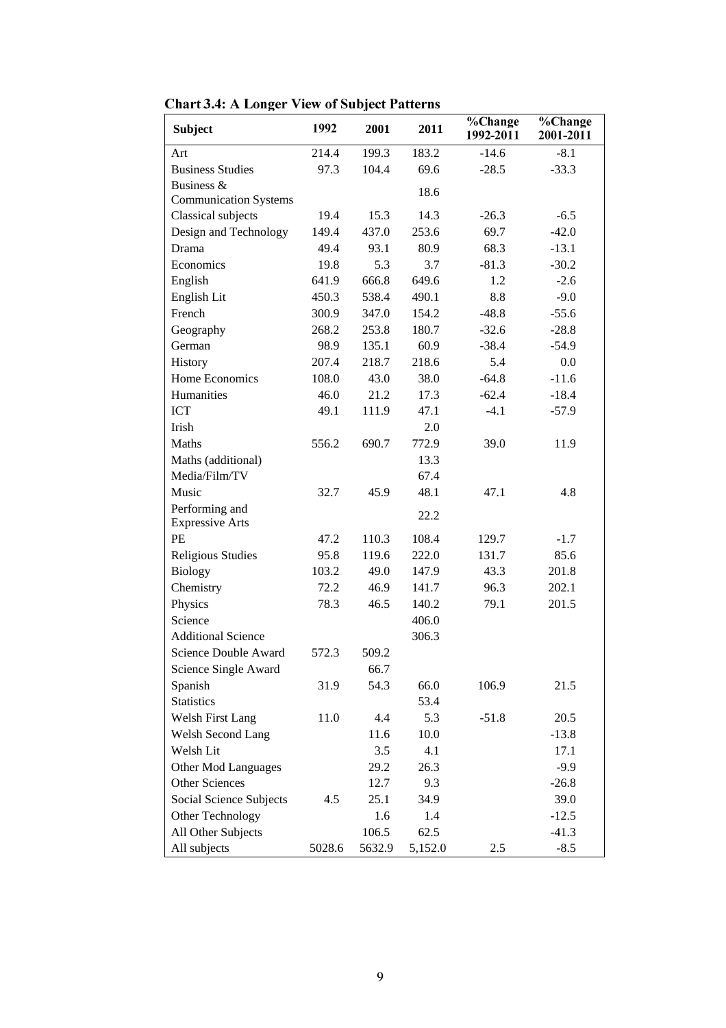**Chart 3.4: A Longer View of Subject Patterns**

| Subject | 1992 | 2001 | 2011 | %Change 1992-2011 | %Change 2001-2011 |
|---|---|---|---|---|---|
| Art | 214.4 | 199.3 | 183.2 | -14.6 | -8.1 |
| Business Studies | 97.3 | 104.4 | 69.6 | -28.5 | -33.3 |
| Business & Communication Systems | | | 18.6 | | |
| Classical subjects | 19.4 | 15.3 | 14.3 | -26.3 | -6.5 |
| Design and Technology | 149.4 | 437.0 | 253.6 | 69.7 | -42.0 |
| Drama | 49.4 | 93.1 | 80.9 | 68.3 | -13.1 |
| Economics | 19.8 | 5.3 | 3.7 | -81.3 | -30.2 |
| English | 641.9 | 666.8 | 649.6 | 1.2 | -2.6 |
| English Lit | 450.3 | 538.4 | 490.1 | 8.8 | -9.0 |
| French | 300.9 | 347.0 | 154.2 | -48.8 | -55.6 |
| Geography | 268.2 | 253.8 | 180.7 | -32.6 | -28.8 |
| German | 98.9 | 135.1 | 60.9 | -38.4 | -54.9 |
| History | 207.4 | 218.7 | 218.6 | 5.4 | 0.0 |
| Home Economics | 108.0 | 43.0 | 38.0 | -64.8 | -11.6 |
| Humanities | 46.0 | 21.2 | 17.3 | -62.4 | -18.4 |
| ICT | 49.1 | 111.9 | 47.1 | -4.1 | -57.9 |
| Irish | | | 2.0 | | |
| Maths | 556.2 | 690.7 | 772.9 | 39.0 | 11.9 |
| Maths (additional) | | | 13.3 | | |
| Media/Film/TV | | | 67.4 | | |
| Music | 32.7 | 45.9 | 48.1 | 47.1 | 4.8 |
| Performing and Expressive Arts | | | 22.2 | | |
| PE | 47.2 | 110.3 | 108.4 | 129.7 | -1.7 |
| Religious Studies | 95.8 | 119.6 | 222.0 | 131.7 | 85.6 |
| Biology | 103.2 | 49.0 | 147.9 | 43.3 | 201.8 |
| Chemistry | 72.2 | 46.9 | 141.7 | 96.3 | 202.1 |
| Physics | 78.3 | 46.5 | 140.2 | 79.1 | 201.5 |
| Science | | | 406.0 | | |
| Additional Science | | | 306.3 | | |
| Science Double Award | 572.3 | 509.2 | | | |
| Science Single Award | | 66.7 | | | |
| Spanish | 31.9 | 54.3 | 66.0 | 106.9 | 21.5 |
| Statistics | | | 53.4 | | |
| Welsh First Lang | 11.0 | 4.4 | 5.3 | -51.8 | 20.5 |
| Welsh Second Lang | | 11.6 | 10.0 | | -13.8 |
| Welsh Lit | | 3.5 | 4.1 | | 17.1 |
| Other Mod Languages | | 29.2 | 26.3 | | -9.9 |
| Other Sciences | | 12.7 | 9.3 | | -26.8 |
| Social Science Subjects | 4.5 | 25.1 | 34.9 | | 39.0 |
| Other Technology | | 1.6 | 1.4 | | -12.5 |
| All Other Subjects | | 106.5 | 62.5 | | -41.3 |
| All subjects | 5028.6 | 5632.9 | 5,152.0 | 2.5 | -8.5 |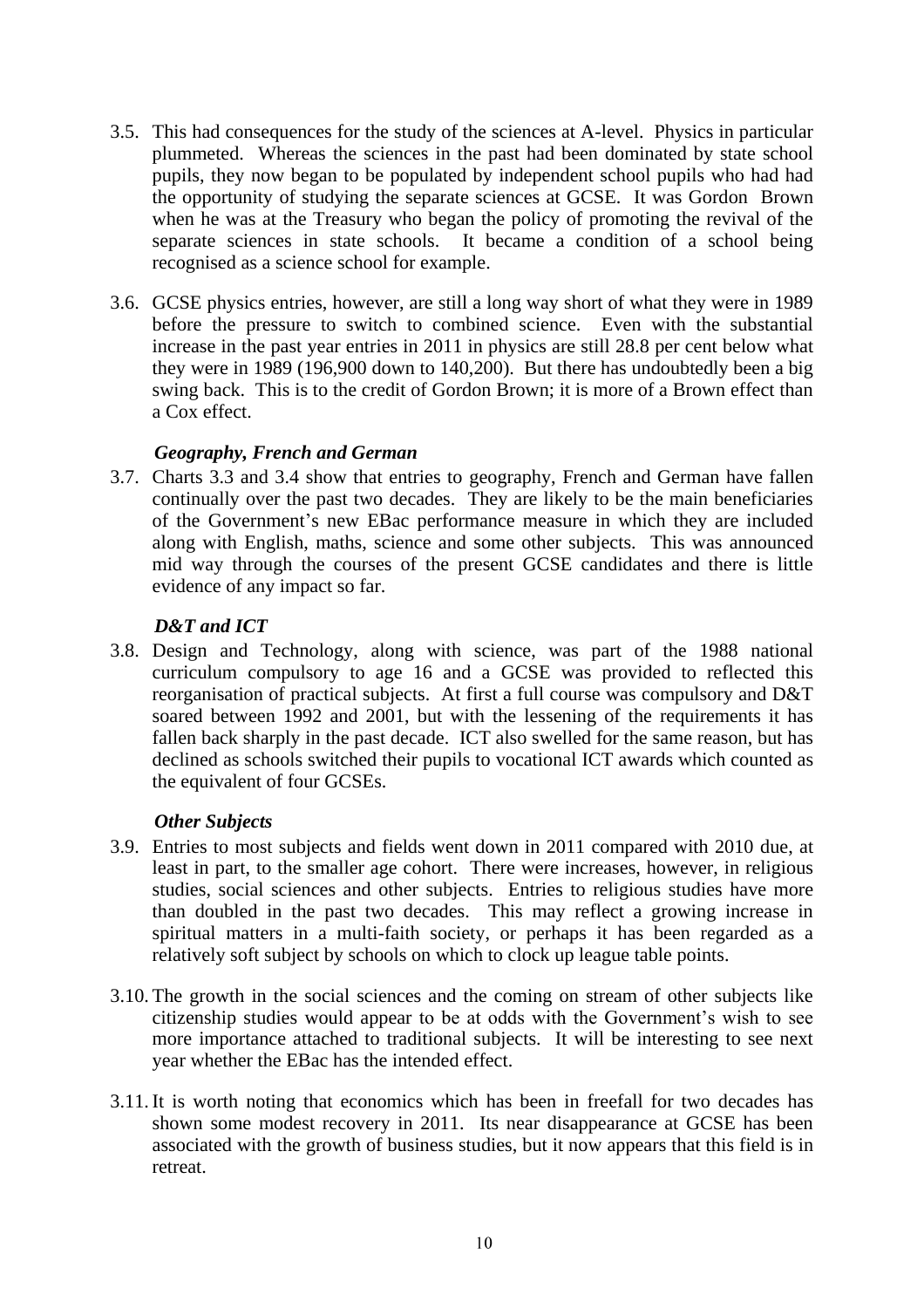3.5. This had consequences for the study of the sciences at A-level. Physics in particular plummeted. Whereas the sciences in the past had been dominated by state school pupils, they now began to be populated by independent school pupils who had had the opportunity of studying the separate sciences at GCSE. It was Gordon Brown when he was at the Treasury who began the policy of promoting the revival of the separate sciences in state schools. It became a condition of a school being recognised as a science school for example.

3.6. GCSE physics entries, however, are still a long way short of what they were in 1989 before the pressure to switch to combined science. Even with the substantial increase in the past year entries in 2011 in physics are still 28.8 per cent below what they were in 1989 (196,900 down to 140,200). But there has undoubtedly been a big swing back. This is to the credit of Gordon Brown; it is more of a Brown effect than a Cox effect.

***Geography, French and German***

3.7. Charts 3.3 and 3.4 show that entries to geography, French and German have fallen continually over the past two decades. They are likely to be the main beneficiaries of the Government's new EBac performance measure in which they are included along with English, maths, science and some other subjects. This was announced mid way through the courses of the present GCSE candidates and there is little evidence of any impact so far.

***D&T and ICT***

3.8. Design and Technology, along with science, was part of the 1988 national curriculum compulsory to age 16 and a GCSE was provided to reflected this reorganisation of practical subjects. At first a full course was compulsory and D&T soared between 1992 and 2001, but with the lessening of the requirements it has fallen back sharply in the past decade. ICT also swelled for the same reason, but has declined as schools switched their pupils to vocational ICT awards which counted as the equivalent of four GCSEs.

***Other Subjects***

3.9. Entries to most subjects and fields went down in 2011 compared with 2010 due, at least in part, to the smaller age cohort. There were increases, however, in religious studies, social sciences and other subjects. Entries to religious studies have more than doubled in the past two decades. This may reflect a growing increase in spiritual matters in a multi-faith society, or perhaps it has been regarded as a relatively soft subject by schools on which to clock up league table points.

3.10. The growth in the social sciences and the coming on stream of other subjects like citizenship studies would appear to be at odds with the Government's wish to see more importance attached to traditional subjects. It will be interesting to see next year whether the EBac has the intended effect.

3.11. It is worth noting that economics which has been in freefall for two decades has shown some modest recovery in 2011. Its near disappearance at GCSE has been associated with the growth of business studies, but it now appears that this field is in retreat.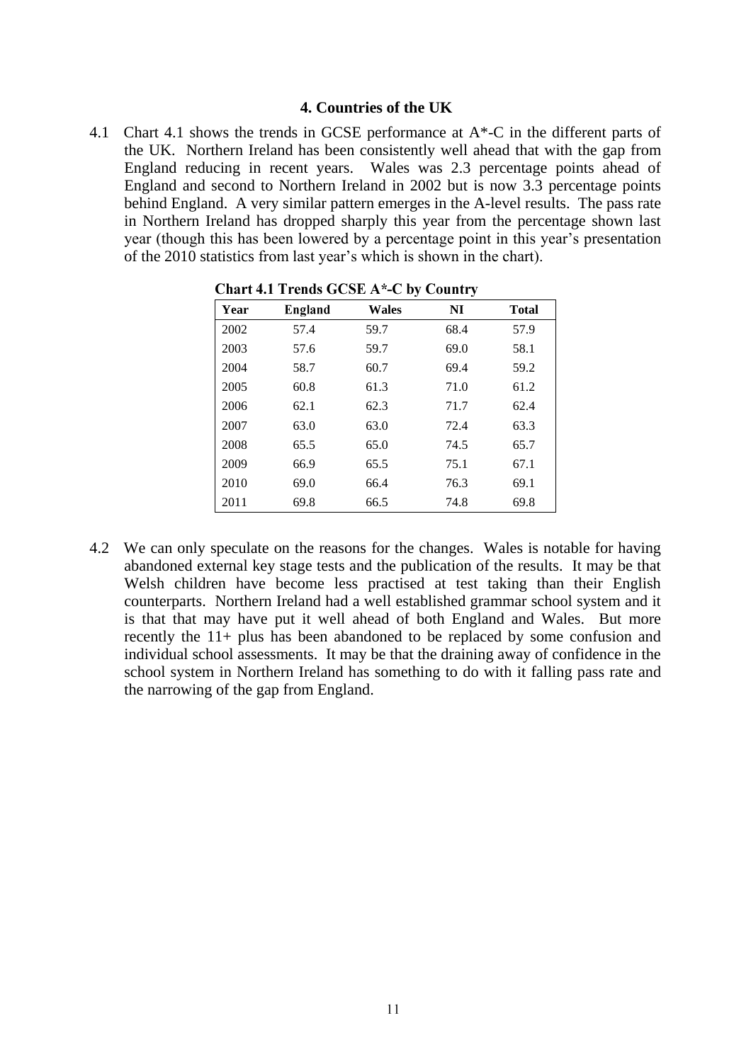## 4. Countries of the UK

4.1 Chart 4.1 shows the trends in GCSE performance at A*-C in the different parts of the UK. Northern Ireland has been consistently well ahead that with the gap from England reducing in recent years. Wales was 2.3 percentage points ahead of England and second to Northern Ireland in 2002 but is now 3.3 percentage points behind England. A very similar pattern emerges in the A-level results. The pass rate in Northern Ireland has dropped sharply this year from the percentage shown last year (though this has been lowered by a percentage point in this year's presentation of the 2010 statistics from last year's which is shown in the chart).

**Chart 4.1 Trends GCSE A*-C by Country**

| Year | England | Wales | NI | Total |
|---|---|---|---|---|
| 2002 | 57.4 | 59.7 | 68.4 | 57.9 |
| 2003 | 57.6 | 59.7 | 69.0 | 58.1 |
| 2004 | 58.7 | 60.7 | 69.4 | 59.2 |
| 2005 | 60.8 | 61.3 | 71.0 | 61.2 |
| 2006 | 62.1 | 62.3 | 71.7 | 62.4 |
| 2007 | 63.0 | 63.0 | 72.4 | 63.3 |
| 2008 | 65.5 | 65.0 | 74.5 | 65.7 |
| 2009 | 66.9 | 65.5 | 75.1 | 67.1 |
| 2010 | 69.0 | 66.4 | 76.3 | 69.1 |
| 2011 | 69.8 | 66.5 | 74.8 | 69.8 |

4.2 We can only speculate on the reasons for the changes. Wales is notable for having abandoned external key stage tests and the publication of the results. It may be that Welsh children have become less practised at test taking than their English counterparts. Northern Ireland had a well established grammar school system and it is that that may have put it well ahead of both England and Wales. But more recently the 11+ plus has been abandoned to be replaced by some confusion and individual school assessments. It may be that the draining away of confidence in the school system in Northern Ireland has something to do with it falling pass rate and the narrowing of the gap from England.